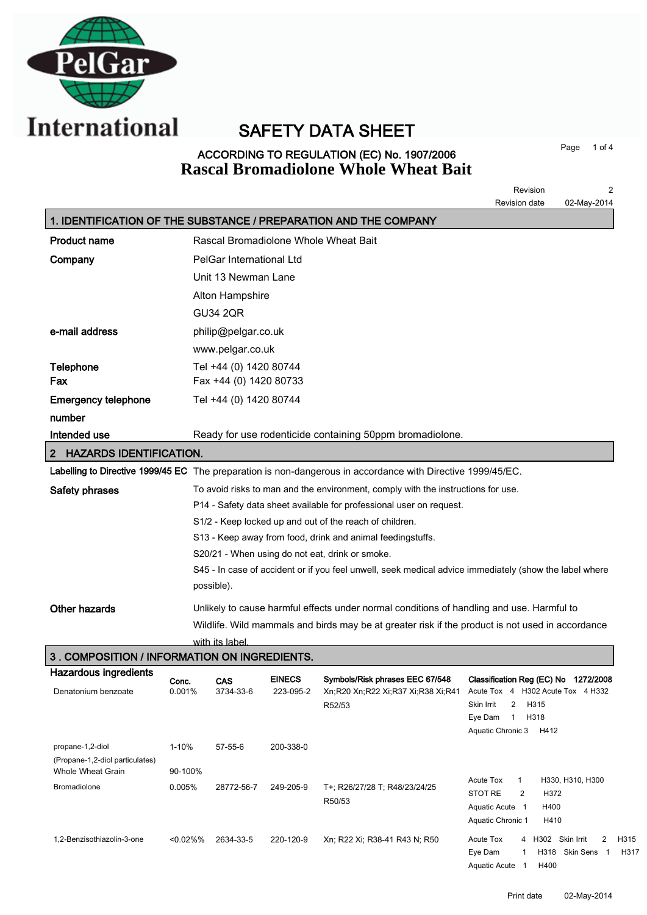# SAFETY DATA SHEET

## ACCORDING TO REGULATION (EC) No. 1907/2006

# Rascal Bromadiolone Whole Wheat Bait

Revision 2

Revision date 02-May-2014

## 1. IDENTIFICATION OF THE SUBSTANCE / PREPARATION AND THE COMPANY

**Product name** Rascal Bromadiolone Whole Wheat Bait

**Company** PelGar International Ltd
Unit 13 Newman Lane
Alton Hampshire
GU34 2QR

**e-mail address** philip@pelgar.co.uk
www.pelgar.co.uk

**Telephone** Tel +44 (0) 1420 80744

**Fax** Fax +44 (0) 1420 80733

**Emergency telephone number** Tel +44 (0) 1420 80744

**Intended use** Ready for use rodenticide containing 50ppm bromadiolone.

## 2 HAZARDS IDENTIFICATION.

**Labelling to Directive 1999/45 EC** The preparation is non-dangerous in accordance with Directive 1999/45/EC.

**Safety phrases** To avoid risks to man and the environment, comply with the instructions for use.
P14 - Safety data sheet available for professional user on request.
S1/2 - Keep locked up and out of the reach of children.
S13 - Keep away from food, drink and animal feedingstuffs.
S20/21 - When using do not eat, drink or smoke.
S45 - In case of accident or if you feel unwell, seek medical advice immediately (show the label where possible).

**Other hazards** Unlikely to cause harmful effects under normal conditions of handling and use. Harmful to Wildlife. Wild mammals and birds may be at greater risk if the product is not used in accordance with its label.

## 3 . COMPOSITION / INFORMATION ON INGREDIENTS.

**Hazardous ingredients**

| | Conc. | CAS | EINECS | Symbols/Risk phrases EEC 67/548 | Classification Reg (EC) No 1272/2008 |
|---|---|---|---|---|---|
| Denatonium benzoate | 0.001% | 3734-33-6 | 223-095-2 | Xn;R20 Xn;R22 Xi;R37 Xi;R38 Xi;R41 R52/53 | Acute Tox 4 H302 Acute Tox 4 H332<br>Skin Irrit 2 H315<br>Eye Dam 1 H318<br>Aquatic Chronic 3 H412 |
| propane-1,2-diol<br>(Propane-1,2-diol particulates) | 1-10% | 57-55-6 | 200-338-0 | | |
| Whole Wheat Grain | 90-100% | | | | |
| Bromadiolone | 0.005% | 28772-56-7 | 249-205-9 | T+; R26/27/28 T; R48/23/24/25 R50/53 | Acute Tox 1 H330, H310, H300<br>STOT RE 2 H372<br>Aquatic Acute 1 H400<br>Aquatic Chronic 1 H410 |
| 1,2-Benzisothiazolin-3-one | <0.02%% | 2634-33-5 | 220-120-9 | Xn; R22 Xi; R38-41 R43 N; R50 | Acute Tox 4 H302 Skin Irrit 2 H315<br>Eye Dam 1 H318 Skin Sens 1 H317<br>Aquatic Acute 1 H400 |

Print date 02-May-2014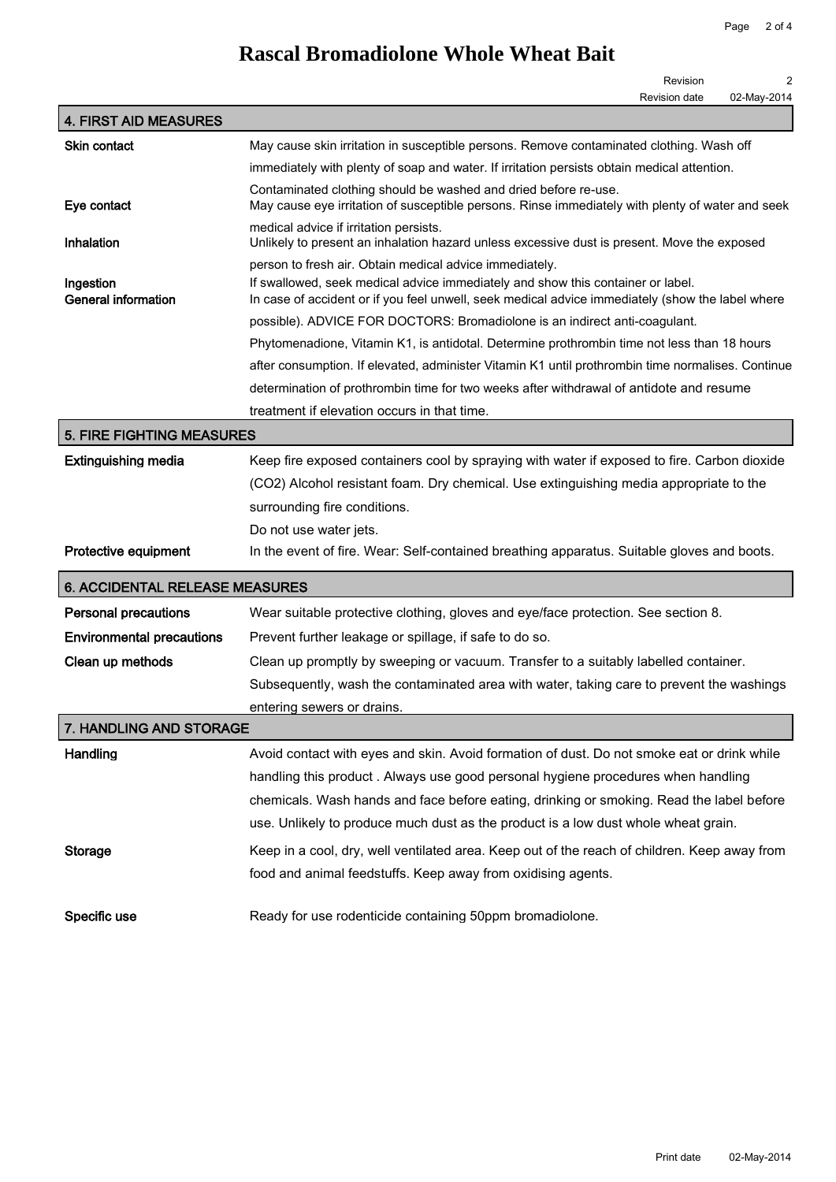# Rascal Bromadiolone Whole Wheat Bait

Revision 2
Revision date 02-May-2014

## 4. FIRST AID MEASURES

| | |
|---|---|
| **Skin contact** | May cause skin irritation in susceptible persons. Remove contaminated clothing. Wash off immediately with plenty of soap and water. If irritation persists obtain medical attention. Contaminated clothing should be washed and dried before re-use. |
| **Eye contact** | May cause eye irritation of susceptible persons. Rinse immediately with plenty of water and seek medical advice if irritation persists. |
| **Inhalation** | Unlikely to present an inhalation hazard unless excessive dust is present. Move the exposed person to fresh air. Obtain medical advice immediately. |
| **Ingestion** | If swallowed, seek medical advice immediately and show this container or label. |
| **General information** | In case of accident or if you feel unwell, seek medical advice immediately (show the label where possible). ADVICE FOR DOCTORS: Bromadiolone is an indirect anti-coagulant. Phytomenadione, Vitamin K1, is antidotal. Determine prothrombin time not less than 18 hours after consumption. If elevated, administer Vitamin K1 until prothrombin time normalises. Continue determination of prothrombin time for two weeks after withdrawal of antidote and resume treatment if elevation occurs in that time. |

## 5. FIRE FIGHTING MEASURES

| | |
|---|---|
| **Extinguishing media** | Keep fire exposed containers cool by spraying with water if exposed to fire. Carbon dioxide ($CO_2$) Alcohol resistant foam. Dry chemical. Use extinguishing media appropriate to the surrounding fire conditions. Do not use water jets. |
| **Protective equipment** | In the event of fire. Wear: Self-contained breathing apparatus. Suitable gloves and boots. |

## 6. ACCIDENTAL RELEASE MEASURES

| | |
|---|---|
| **Personal precautions** | Wear suitable protective clothing, gloves and eye/face protection. See section 8. |
| **Environmental precautions** | Prevent further leakage or spillage, if safe to do so. |
| **Clean up methods** | Clean up promptly by sweeping or vacuum. Transfer to a suitably labelled container. Subsequently, wash the contaminated area with water, taking care to prevent the washings entering sewers or drains. |

## 7. HANDLING AND STORAGE

| | |
|---|---|
| **Handling** | Avoid contact with eyes and skin. Avoid formation of dust. Do not smoke eat or drink while handling this product . Always use good personal hygiene procedures when handling chemicals. Wash hands and face before eating, drinking or smoking. Read the label before use. Unlikely to produce much dust as the product is a low dust whole wheat grain. |
| **Storage** | Keep in a cool, dry, well ventilated area. Keep out of the reach of children. Keep away from food and animal feedstuffs. Keep away from oxidising agents. |
| **Specific use** | Ready for use rodenticide containing 50ppm bromadiolone. |

Print date 02-May-2014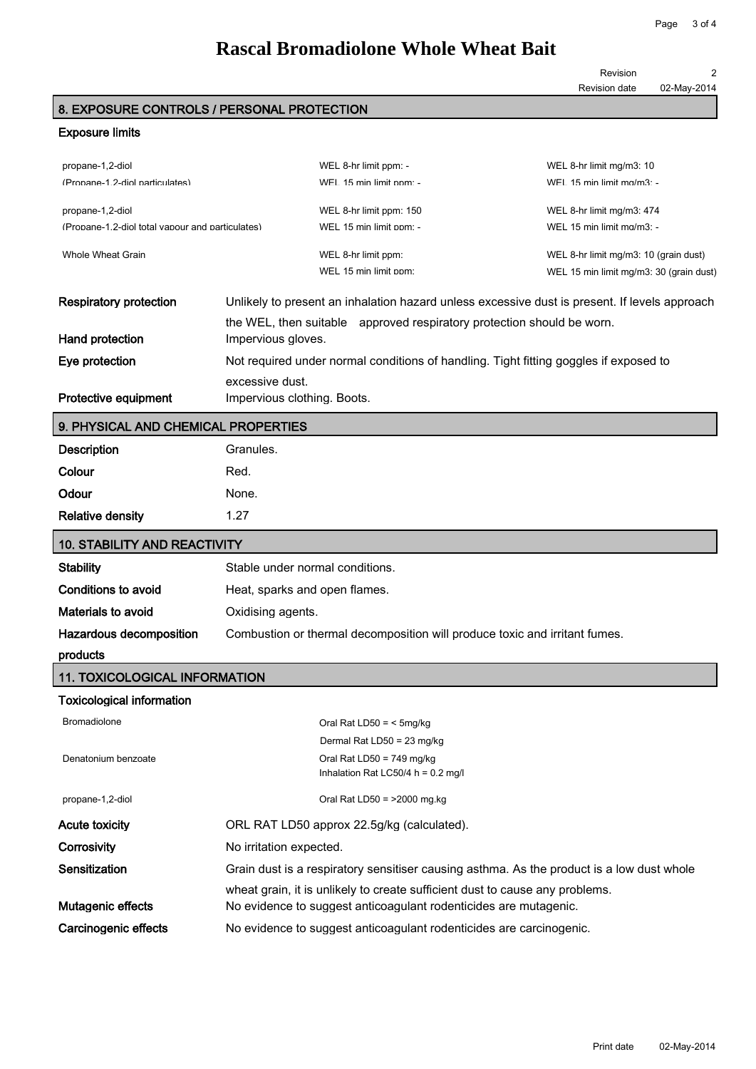# Rascal Bromadiolone Whole Wheat Bait

Revision 2
Revision date 02-May-2014

## 8. EXPOSURE CONTROLS / PERSONAL PROTECTION

### Exposure limits

| | | |
|---|---|---|
| propane-1,2-diol (Propane-1,2-diol particulates) | WEL 8-hr limit ppm: - <br> WEL 15 min limit ppm: - | WEL 8-hr limit mg/m3: 10 <br> WEL 15 min limit mg/m3: - |
| propane-1,2-diol (Propane-1,2-diol total vapour and particulates) | WEL 8-hr limit ppm: 150 <br> WEL 15 min limit ppm: - | WEL 8-hr limit mg/m3: 474 <br> WEL 15 min limit mg/m3: - |
| Whole Wheat Grain | WEL 8-hr limit ppm: <br> WEL 15 min limit ppm: | WEL 8-hr limit mg/m3: 10 (grain dust) <br> WEL 15 min limit mg/m3: 30 (grain dust) |

**Respiratory protection** Unlikely to present an inhalation hazard unless excessive dust is present. If levels approach the WEL, then suitable approved respiratory protection should be worn.

**Hand protection** Impervious gloves.

**Eye protection** Not required under normal conditions of handling. Tight fitting goggles if exposed to excessive dust.

**Protective equipment** Impervious clothing. Boots.

## 9. PHYSICAL AND CHEMICAL PROPERTIES

**Description** Granules.

**Colour** Red.

**Odour** None.

**Relative density** 1.27

## 10. STABILITY AND REACTIVITY

**Stability** Stable under normal conditions.

**Conditions to avoid** Heat, sparks and open flames.

**Materials to avoid** Oxidising agents.

**Hazardous decomposition products** Combustion or thermal decomposition will produce toxic and irritant fumes.

## 11. TOXICOLOGICAL INFORMATION

### Toxicological information

| | |
|---|---|
| Bromadiolone | Oral Rat LD50 = < 5mg/kg <br> Dermal Rat LD50 = 23 mg/kg |
| Denatonium benzoate | Oral Rat LD50 = 749 mg/kg <br> Inhalation Rat LC50/4 h = 0.2 mg/l |
| propane-1,2-diol | Oral Rat LD50 = >2000 mg.kg |

**Acute toxicity** ORL RAT LD50 approx 22.5g/kg (calculated).

**Corrosivity** No irritation expected.

**Sensitization** Grain dust is a respiratory sensitiser causing asthma. As the product is a low dust whole wheat grain, it is unlikely to create sufficient dust to cause any problems.

**Mutagenic effects** No evidence to suggest anticoagulant rodenticides are mutagenic.

**Carcinogenic effects** No evidence to suggest anticoagulant rodenticides are carcinogenic.

Print date 02-May-2014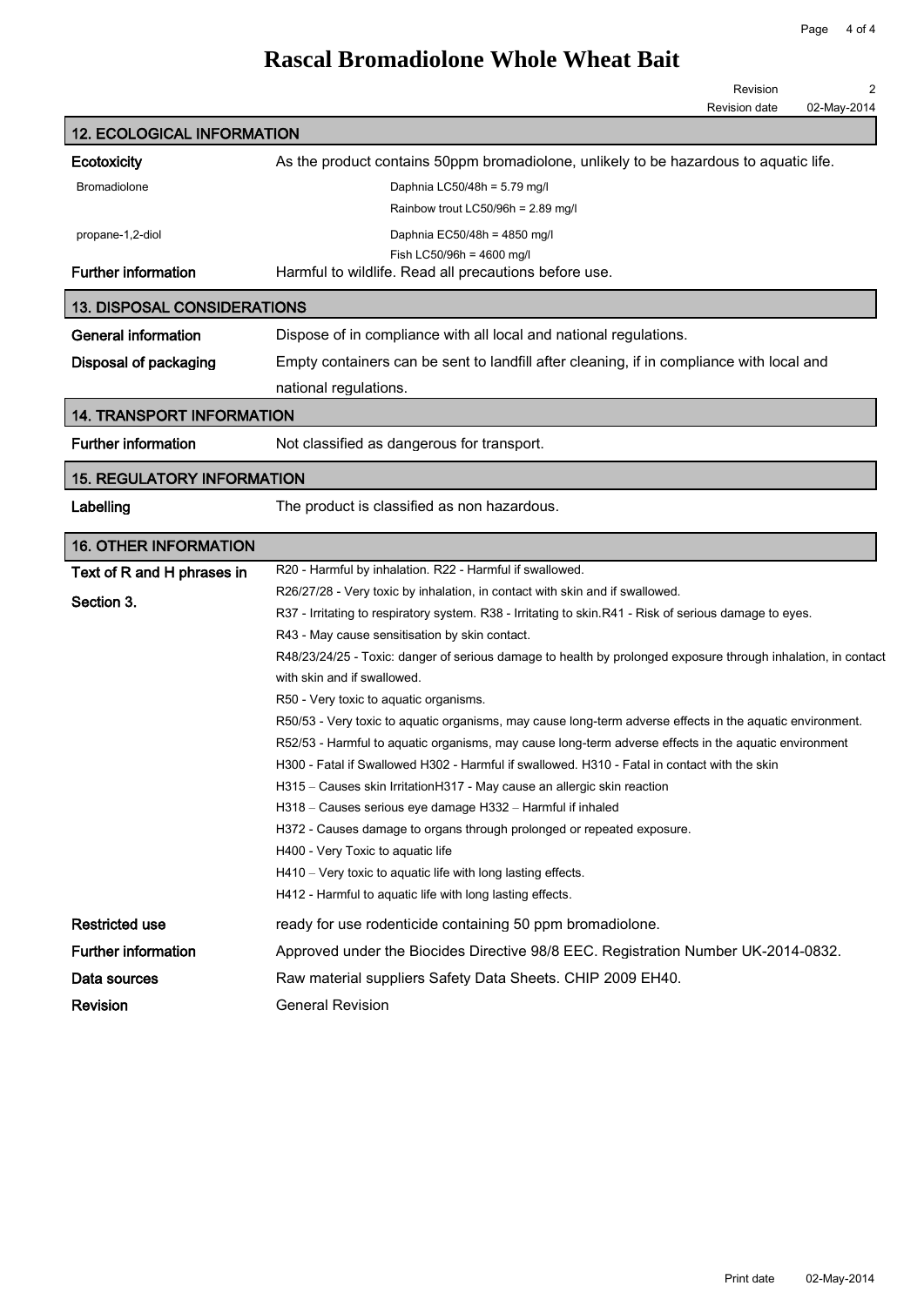# Rascal Bromadiolone Whole Wheat Bait

Revision 2
Revision date 02-May-2014

## 12. ECOLOGICAL INFORMATION

| | | |
|---|---|---|
| **Ecotoxicity** | As the product contains 50ppm bromadiolone, unlikely to be hazardous to aquatic life. | |
| Bromadiolone | | Daphnia LC50/48h = 5.79 mg/l |
| | | Rainbow trout LC50/96h = 2.89 mg/l |
| propane-1,2-diol | | Daphnia EC50/48h = 4850 mg/l |
| | | Fish LC50/96h = 4600 mg/l |
| **Further information** | Harmful to wildlife. Read all precautions before use. | |

## 13. DISPOSAL CONSIDERATIONS

**General information** Dispose of in compliance with all local and national regulations.

**Disposal of packaging** Empty containers can be sent to landfill after cleaning, if in compliance with local and national regulations.

## 14. TRANSPORT INFORMATION

**Further information** Not classified as dangerous for transport.

## 15. REGULATORY INFORMATION

**Labelling** The product is classified as non hazardous.

## 16. OTHER INFORMATION

**Text of R and H phrases in Section 3.**

R20 - Harmful by inhalation. R22 - Harmful if swallowed.
R26/27/28 - Very toxic by inhalation, in contact with skin and if swallowed.
R37 - Irritating to respiratory system. R38 - Irritating to skin.R41 - Risk of serious damage to eyes.
R43 - May cause sensitisation by skin contact.
R48/23/24/25 - Toxic: danger of serious damage to health by prolonged exposure through inhalation, in contact with skin and if swallowed.
R50 - Very toxic to aquatic organisms.
R50/53 - Very toxic to aquatic organisms, may cause long-term adverse effects in the aquatic environment.
R52/53 - Harmful to aquatic organisms, may cause long-term adverse effects in the aquatic environment
H300 - Fatal if Swallowed H302 - Harmful if swallowed. H310 - Fatal in contact with the skin
H315 – Causes skin IrritationH317 - May cause an allergic skin reaction
H318 – Causes serious eye damage H332 – Harmful if inhaled
H372 - Causes damage to organs through prolonged or repeated exposure.
H400 - Very Toxic to aquatic life
H410 – Very toxic to aquatic life with long lasting effects.
H412 - Harmful to aquatic life with long lasting effects.

**Restricted use** ready for use rodenticide containing 50 ppm bromadiolone.

**Further information** Approved under the Biocides Directive 98/8 EEC. Registration Number UK-2014-0832.

**Data sources** Raw material suppliers Safety Data Sheets. CHIP 2009 EH40.

**Revision** General Revision

Print date 02-May-2014